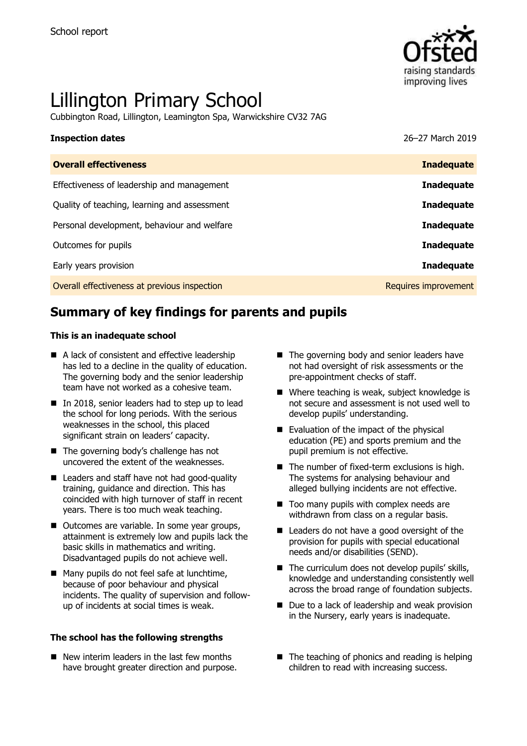School report

# Lillington Primary School

Cubbington Road, Lillington, Leamington Spa, Warwickshire CV32 7AG

**Inspection dates** 26–27 March 2019

| **Overall effectiveness** | **Inadequate** |
|---|---|
| Effectiveness of leadership and management | **Inadequate** |
| Quality of teaching, learning and assessment | **Inadequate** |
| Personal development, behaviour and welfare | **Inadequate** |
| Outcomes for pupils | **Inadequate** |
| Early years provision | **Inadequate** |
| Overall effectiveness at previous inspection | Requires improvement |

## Summary of key findings for parents and pupils

**This is an inadequate school**

- A lack of consistent and effective leadership has led to a decline in the quality of education. The governing body and the senior leadership team have not worked as a cohesive team.
- In 2018, senior leaders had to step up to lead the school for long periods. With the serious weaknesses in the school, this placed significant strain on leaders' capacity.
- The governing body's challenge has not uncovered the extent of the weaknesses.
- Leaders and staff have not had good-quality training, guidance and direction. This has coincided with high turnover of staff in recent years. There is too much weak teaching.
- Outcomes are variable. In some year groups, attainment is extremely low and pupils lack the basic skills in mathematics and writing. Disadvantaged pupils do not achieve well.
- Many pupils do not feel safe at lunchtime, because of poor behaviour and physical incidents. The quality of supervision and follow-up of incidents at social times is weak.
- The governing body and senior leaders have not had oversight of risk assessments or the pre-appointment checks of staff.
- Where teaching is weak, subject knowledge is not secure and assessment is not used well to develop pupils' understanding.
- Evaluation of the impact of the physical education (PE) and sports premium and the pupil premium is not effective.
- The number of fixed-term exclusions is high. The systems for analysing behaviour and alleged bullying incidents are not effective.
- Too many pupils with complex needs are withdrawn from class on a regular basis.
- Leaders do not have a good oversight of the provision for pupils with special educational needs and/or disabilities (SEND).
- The curriculum does not develop pupils' skills, knowledge and understanding consistently well across the broad range of foundation subjects.
- Due to a lack of leadership and weak provision in the Nursery, early years is inadequate.

**The school has the following strengths**

- New interim leaders in the last few months have brought greater direction and purpose.
- The teaching of phonics and reading is helping children to read with increasing success.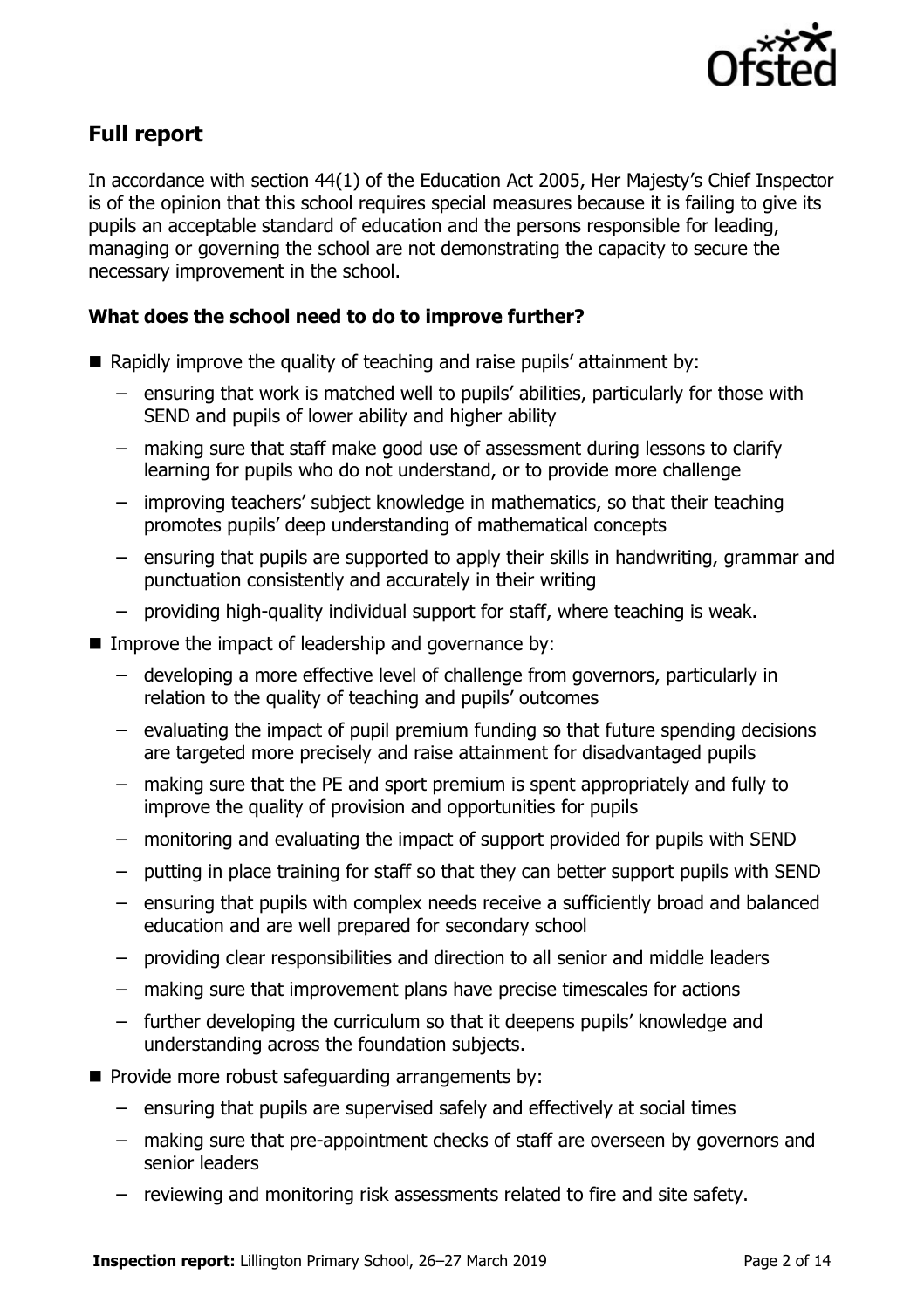## Full report

In accordance with section 44(1) of the Education Act 2005, Her Majesty's Chief Inspector is of the opinion that this school requires special measures because it is failing to give its pupils an acceptable standard of education and the persons responsible for leading, managing or governing the school are not demonstrating the capacity to secure the necessary improvement in the school.

### What does the school need to do to improve further?

- Rapidly improve the quality of teaching and raise pupils' attainment by:
  - ensuring that work is matched well to pupils' abilities, particularly for those with SEND and pupils of lower ability and higher ability
  - making sure that staff make good use of assessment during lessons to clarify learning for pupils who do not understand, or to provide more challenge
  - improving teachers' subject knowledge in mathematics, so that their teaching promotes pupils' deep understanding of mathematical concepts
  - ensuring that pupils are supported to apply their skills in handwriting, grammar and punctuation consistently and accurately in their writing
  - providing high-quality individual support for staff, where teaching is weak.
- Improve the impact of leadership and governance by:
  - developing a more effective level of challenge from governors, particularly in relation to the quality of teaching and pupils' outcomes
  - evaluating the impact of pupil premium funding so that future spending decisions are targeted more precisely and raise attainment for disadvantaged pupils
  - making sure that the PE and sport premium is spent appropriately and fully to improve the quality of provision and opportunities for pupils
  - monitoring and evaluating the impact of support provided for pupils with SEND
  - putting in place training for staff so that they can better support pupils with SEND
  - ensuring that pupils with complex needs receive a sufficiently broad and balanced education and are well prepared for secondary school
  - providing clear responsibilities and direction to all senior and middle leaders
  - making sure that improvement plans have precise timescales for actions
  - further developing the curriculum so that it deepens pupils' knowledge and understanding across the foundation subjects.
- Provide more robust safeguarding arrangements by:
  - ensuring that pupils are supervised safely and effectively at social times
  - making sure that pre-appointment checks of staff are overseen by governors and senior leaders
  - reviewing and monitoring risk assessments related to fire and site safety.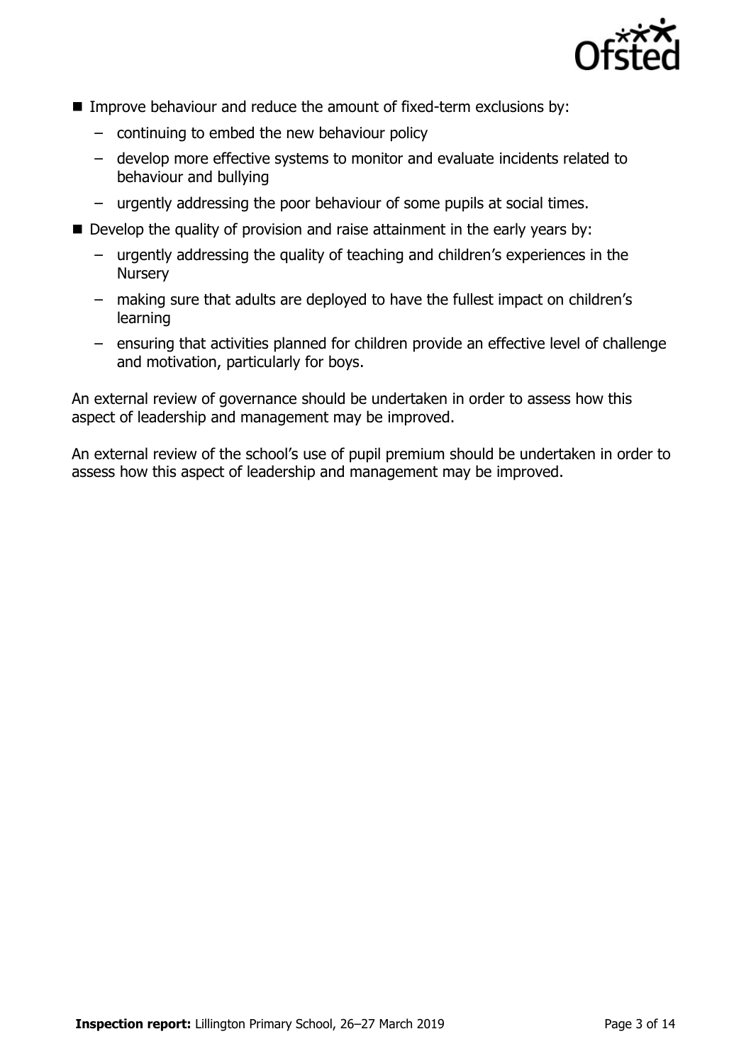- Improve behaviour and reduce the amount of fixed-term exclusions by:
  - continuing to embed the new behaviour policy
  - develop more effective systems to monitor and evaluate incidents related to behaviour and bullying
  - urgently addressing the poor behaviour of some pupils at social times.
- Develop the quality of provision and raise attainment in the early years by:
  - urgently addressing the quality of teaching and children's experiences in the Nursery
  - making sure that adults are deployed to have the fullest impact on children's learning
  - ensuring that activities planned for children provide an effective level of challenge and motivation, particularly for boys.

An external review of governance should be undertaken in order to assess how this aspect of leadership and management may be improved.

An external review of the school's use of pupil premium should be undertaken in order to assess how this aspect of leadership and management may be improved.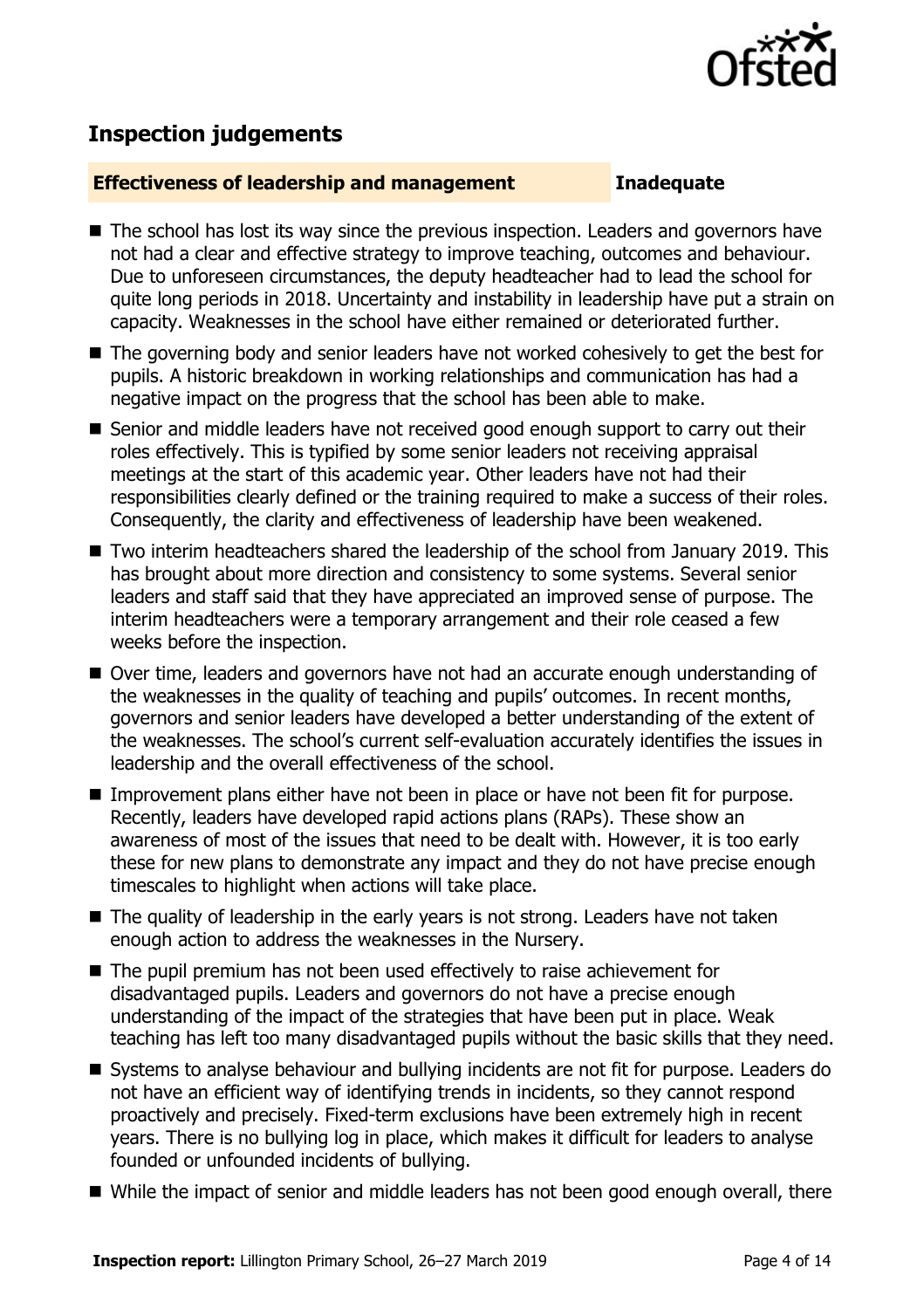## Inspection judgements

**Effectiveness of leadership and management** **Inadequate**

- The school has lost its way since the previous inspection. Leaders and governors have not had a clear and effective strategy to improve teaching, outcomes and behaviour. Due to unforeseen circumstances, the deputy headteacher had to lead the school for quite long periods in 2018. Uncertainty and instability in leadership have put a strain on capacity. Weaknesses in the school have either remained or deteriorated further.
- The governing body and senior leaders have not worked cohesively to get the best for pupils. A historic breakdown in working relationships and communication has had a negative impact on the progress that the school has been able to make.
- Senior and middle leaders have not received good enough support to carry out their roles effectively. This is typified by some senior leaders not receiving appraisal meetings at the start of this academic year. Other leaders have not had their responsibilities clearly defined or the training required to make a success of their roles. Consequently, the clarity and effectiveness of leadership have been weakened.
- Two interim headteachers shared the leadership of the school from January 2019. This has brought about more direction and consistency to some systems. Several senior leaders and staff said that they have appreciated an improved sense of purpose. The interim headteachers were a temporary arrangement and their role ceased a few weeks before the inspection.
- Over time, leaders and governors have not had an accurate enough understanding of the weaknesses in the quality of teaching and pupils' outcomes. In recent months, governors and senior leaders have developed a better understanding of the extent of the weaknesses. The school's current self-evaluation accurately identifies the issues in leadership and the overall effectiveness of the school.
- Improvement plans either have not been in place or have not been fit for purpose. Recently, leaders have developed rapid actions plans (RAPs). These show an awareness of most of the issues that need to be dealt with. However, it is too early these for new plans to demonstrate any impact and they do not have precise enough timescales to highlight when actions will take place.
- The quality of leadership in the early years is not strong. Leaders have not taken enough action to address the weaknesses in the Nursery.
- The pupil premium has not been used effectively to raise achievement for disadvantaged pupils. Leaders and governors do not have a precise enough understanding of the impact of the strategies that have been put in place. Weak teaching has left too many disadvantaged pupils without the basic skills that they need.
- Systems to analyse behaviour and bullying incidents are not fit for purpose. Leaders do not have an efficient way of identifying trends in incidents, so they cannot respond proactively and precisely. Fixed-term exclusions have been extremely high in recent years. There is no bullying log in place, which makes it difficult for leaders to analyse founded or unfounded incidents of bullying.
- While the impact of senior and middle leaders has not been good enough overall, there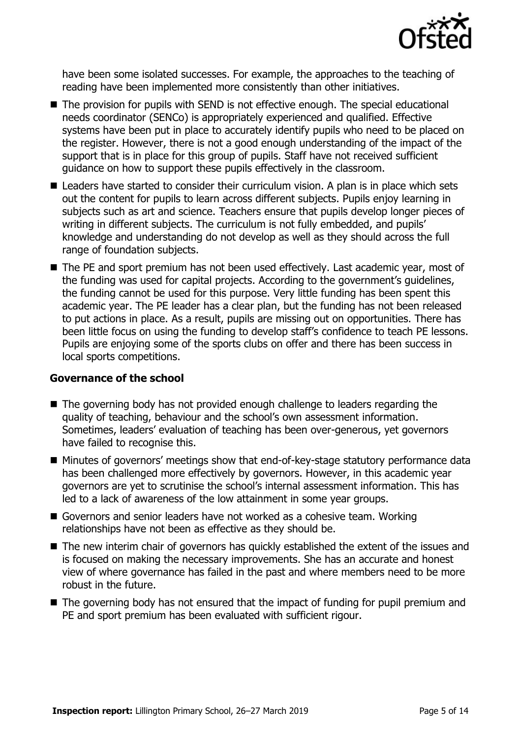have been some isolated successes. For example, the approaches to the teaching of reading have been implemented more consistently than other initiatives.

- The provision for pupils with SEND is not effective enough. The special educational needs coordinator (SENCo) is appropriately experienced and qualified. Effective systems have been put in place to accurately identify pupils who need to be placed on the register. However, there is not a good enough understanding of the impact of the support that is in place for this group of pupils. Staff have not received sufficient guidance on how to support these pupils effectively in the classroom.
- Leaders have started to consider their curriculum vision. A plan is in place which sets out the content for pupils to learn across different subjects. Pupils enjoy learning in subjects such as art and science. Teachers ensure that pupils develop longer pieces of writing in different subjects. The curriculum is not fully embedded, and pupils' knowledge and understanding do not develop as well as they should across the full range of foundation subjects.
- The PE and sport premium has not been used effectively. Last academic year, most of the funding was used for capital projects. According to the government's guidelines, the funding cannot be used for this purpose. Very little funding has been spent this academic year. The PE leader has a clear plan, but the funding has not been released to put actions in place. As a result, pupils are missing out on opportunities. There has been little focus on using the funding to develop staff's confidence to teach PE lessons. Pupils are enjoying some of the sports clubs on offer and there has been success in local sports competitions.

### Governance of the school

- The governing body has not provided enough challenge to leaders regarding the quality of teaching, behaviour and the school's own assessment information. Sometimes, leaders' evaluation of teaching has been over-generous, yet governors have failed to recognise this.
- Minutes of governors' meetings show that end-of-key-stage statutory performance data has been challenged more effectively by governors. However, in this academic year governors are yet to scrutinise the school's internal assessment information. This has led to a lack of awareness of the low attainment in some year groups.
- Governors and senior leaders have not worked as a cohesive team. Working relationships have not been as effective as they should be.
- The new interim chair of governors has quickly established the extent of the issues and is focused on making the necessary improvements. She has an accurate and honest view of where governance has failed in the past and where members need to be more robust in the future.
- The governing body has not ensured that the impact of funding for pupil premium and PE and sport premium has been evaluated with sufficient rigour.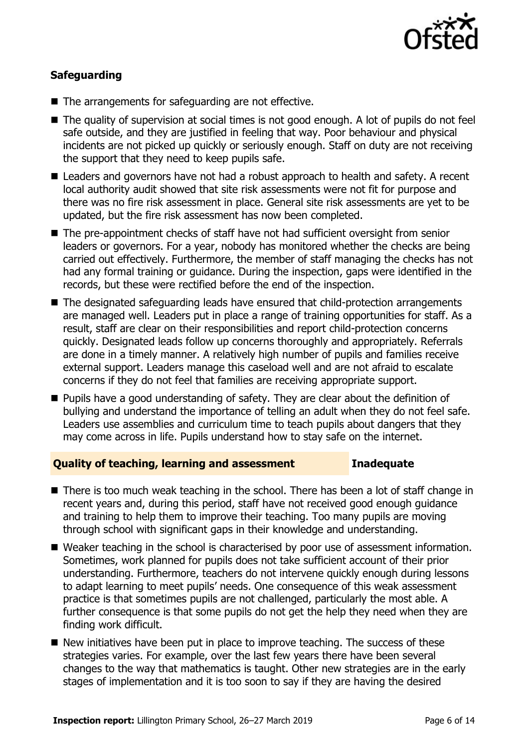### Safeguarding

- The arrangements for safeguarding are not effective.
- The quality of supervision at social times is not good enough. A lot of pupils do not feel safe outside, and they are justified in feeling that way. Poor behaviour and physical incidents are not picked up quickly or seriously enough. Staff on duty are not receiving the support that they need to keep pupils safe.
- Leaders and governors have not had a robust approach to health and safety. A recent local authority audit showed that site risk assessments were not fit for purpose and there was no fire risk assessment in place. General site risk assessments are yet to be updated, but the fire risk assessment has now been completed.
- The pre-appointment checks of staff have not had sufficient oversight from senior leaders or governors. For a year, nobody has monitored whether the checks are being carried out effectively. Furthermore, the member of staff managing the checks has not had any formal training or guidance. During the inspection, gaps were identified in the records, but these were rectified before the end of the inspection.
- The designated safeguarding leads have ensured that child-protection arrangements are managed well. Leaders put in place a range of training opportunities for staff. As a result, staff are clear on their responsibilities and report child-protection concerns quickly. Designated leads follow up concerns thoroughly and appropriately. Referrals are done in a timely manner. A relatively high number of pupils and families receive external support. Leaders manage this caseload well and are not afraid to escalate concerns if they do not feel that families are receiving appropriate support.
- Pupils have a good understanding of safety. They are clear about the definition of bullying and understand the importance of telling an adult when they do not feel safe. Leaders use assemblies and curriculum time to teach pupils about dangers that they may come across in life. Pupils understand how to stay safe on the internet.

### Quality of teaching, learning and assessment — Inadequate

- There is too much weak teaching in the school. There has been a lot of staff change in recent years and, during this period, staff have not received good enough guidance and training to help them to improve their teaching. Too many pupils are moving through school with significant gaps in their knowledge and understanding.
- Weaker teaching in the school is characterised by poor use of assessment information. Sometimes, work planned for pupils does not take sufficient account of their prior understanding. Furthermore, teachers do not intervene quickly enough during lessons to adapt learning to meet pupils' needs. One consequence of this weak assessment practice is that sometimes pupils are not challenged, particularly the most able. A further consequence is that some pupils do not get the help they need when they are finding work difficult.
- New initiatives have been put in place to improve teaching. The success of these strategies varies. For example, over the last few years there have been several changes to the way that mathematics is taught. Other new strategies are in the early stages of implementation and it is too soon to say if they are having the desired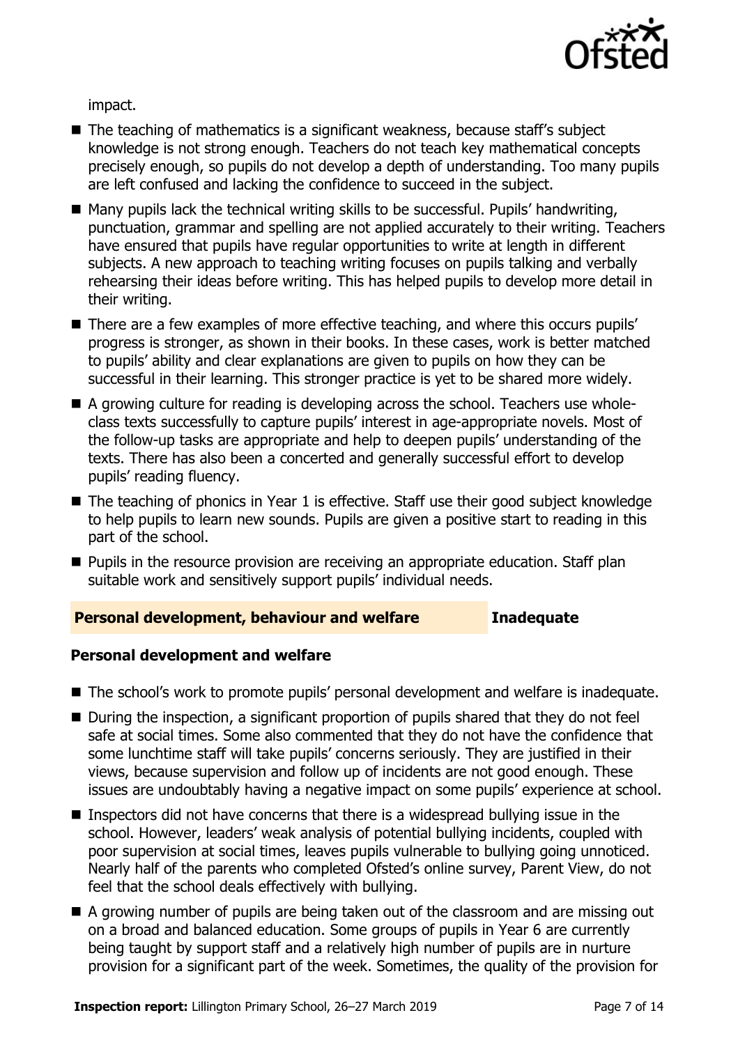impact.

- The teaching of mathematics is a significant weakness, because staff's subject knowledge is not strong enough. Teachers do not teach key mathematical concepts precisely enough, so pupils do not develop a depth of understanding. Too many pupils are left confused and lacking the confidence to succeed in the subject.
- Many pupils lack the technical writing skills to be successful. Pupils' handwriting, punctuation, grammar and spelling are not applied accurately to their writing. Teachers have ensured that pupils have regular opportunities to write at length in different subjects. A new approach to teaching writing focuses on pupils talking and verbally rehearsing their ideas before writing. This has helped pupils to develop more detail in their writing.
- There are a few examples of more effective teaching, and where this occurs pupils' progress is stronger, as shown in their books. In these cases, work is better matched to pupils' ability and clear explanations are given to pupils on how they can be successful in their learning. This stronger practice is yet to be shared more widely.
- A growing culture for reading is developing across the school. Teachers use whole-class texts successfully to capture pupils' interest in age-appropriate novels. Most of the follow-up tasks are appropriate and help to deepen pupils' understanding of the texts. There has also been a concerted and generally successful effort to develop pupils' reading fluency.
- The teaching of phonics in Year 1 is effective. Staff use their good subject knowledge to help pupils to learn new sounds. Pupils are given a positive start to reading in this part of the school.
- Pupils in the resource provision are receiving an appropriate education. Staff plan suitable work and sensitively support pupils' individual needs.

## Personal development, behaviour and welfare — Inadequate

### Personal development and welfare

- The school's work to promote pupils' personal development and welfare is inadequate.
- During the inspection, a significant proportion of pupils shared that they do not feel safe at social times. Some also commented that they do not have the confidence that some lunchtime staff will take pupils' concerns seriously. They are justified in their views, because supervision and follow up of incidents are not good enough. These issues are undoubtably having a negative impact on some pupils' experience at school.
- Inspectors did not have concerns that there is a widespread bullying issue in the school. However, leaders' weak analysis of potential bullying incidents, coupled with poor supervision at social times, leaves pupils vulnerable to bullying going unnoticed. Nearly half of the parents who completed Ofsted's online survey, Parent View, do not feel that the school deals effectively with bullying.
- A growing number of pupils are being taken out of the classroom and are missing out on a broad and balanced education. Some groups of pupils in Year 6 are currently being taught by support staff and a relatively high number of pupils are in nurture provision for a significant part of the week. Sometimes, the quality of the provision for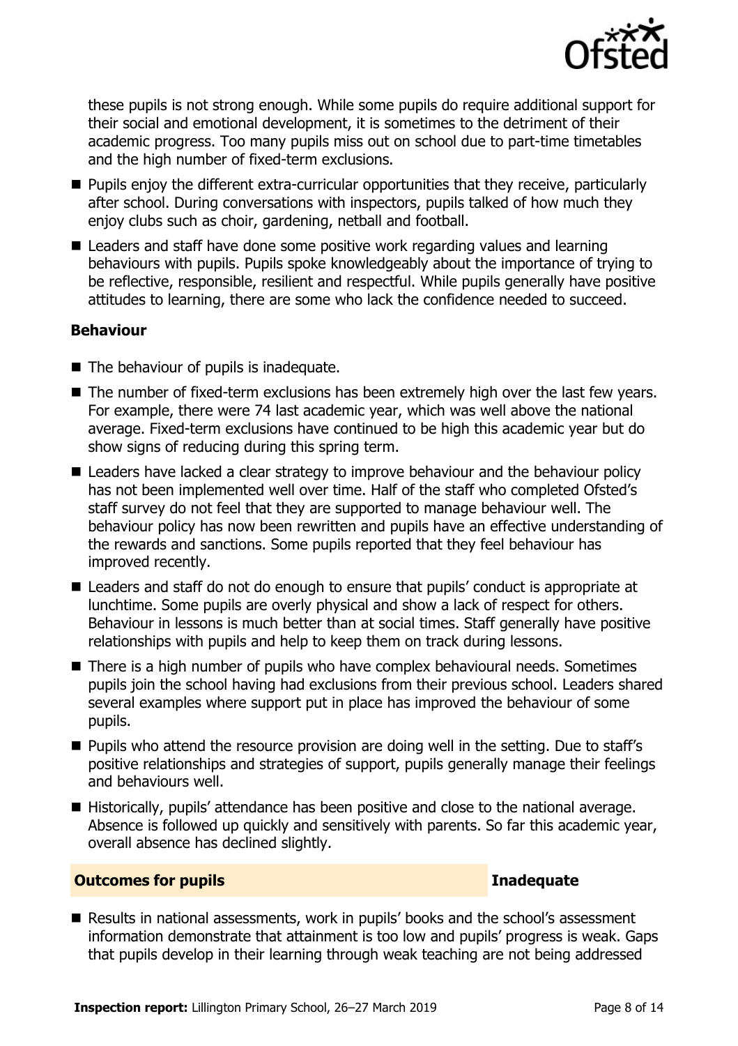these pupils is not strong enough. While some pupils do require additional support for their social and emotional development, it is sometimes to the detriment of their academic progress. Too many pupils miss out on school due to part-time timetables and the high number of fixed-term exclusions.

- Pupils enjoy the different extra-curricular opportunities that they receive, particularly after school. During conversations with inspectors, pupils talked of how much they enjoy clubs such as choir, gardening, netball and football.
- Leaders and staff have done some positive work regarding values and learning behaviours with pupils. Pupils spoke knowledgeably about the importance of trying to be reflective, responsible, resilient and respectful. While pupils generally have positive attitudes to learning, there are some who lack the confidence needed to succeed.

### Behaviour

- The behaviour of pupils is inadequate.
- The number of fixed-term exclusions has been extremely high over the last few years. For example, there were 74 last academic year, which was well above the national average. Fixed-term exclusions have continued to be high this academic year but do show signs of reducing during this spring term.
- Leaders have lacked a clear strategy to improve behaviour and the behaviour policy has not been implemented well over time. Half of the staff who completed Ofsted's staff survey do not feel that they are supported to manage behaviour well. The behaviour policy has now been rewritten and pupils have an effective understanding of the rewards and sanctions. Some pupils reported that they feel behaviour has improved recently.
- Leaders and staff do not do enough to ensure that pupils' conduct is appropriate at lunchtime. Some pupils are overly physical and show a lack of respect for others. Behaviour in lessons is much better than at social times. Staff generally have positive relationships with pupils and help to keep them on track during lessons.
- There is a high number of pupils who have complex behavioural needs. Sometimes pupils join the school having had exclusions from their previous school. Leaders shared several examples where support put in place has improved the behaviour of some pupils.
- Pupils who attend the resource provision are doing well in the setting. Due to staff's positive relationships and strategies of support, pupils generally manage their feelings and behaviours well.
- Historically, pupils' attendance has been positive and close to the national average. Absence is followed up quickly and sensitively with parents. So far this academic year, overall absence has declined slightly.

## Outcomes for pupils — Inadequate

- Results in national assessments, work in pupils' books and the school's assessment information demonstrate that attainment is too low and pupils' progress is weak. Gaps that pupils develop in their learning through weak teaching are not being addressed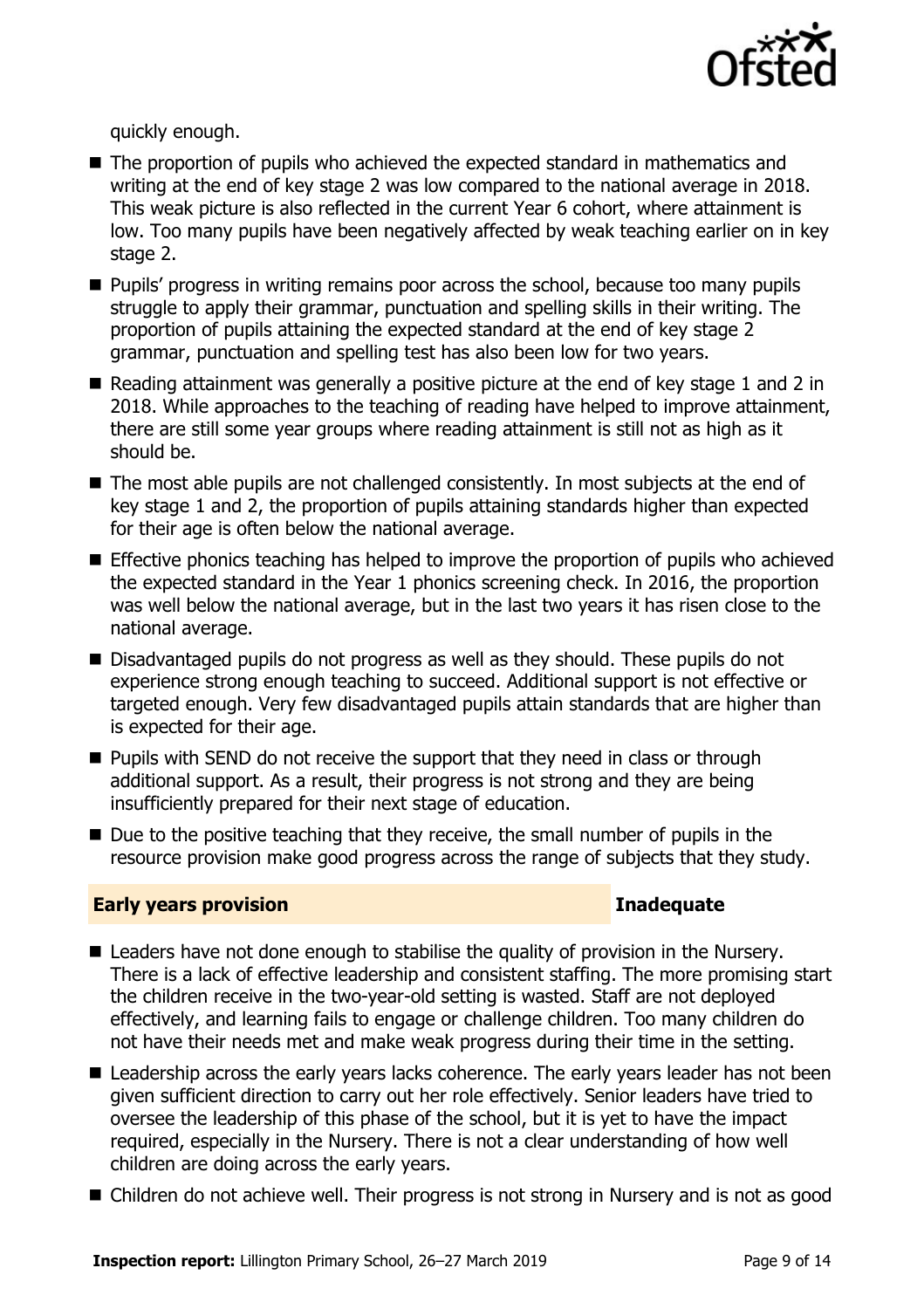quickly enough.

- The proportion of pupils who achieved the expected standard in mathematics and writing at the end of key stage 2 was low compared to the national average in 2018. This weak picture is also reflected in the current Year 6 cohort, where attainment is low. Too many pupils have been negatively affected by weak teaching earlier on in key stage 2.
- Pupils' progress in writing remains poor across the school, because too many pupils struggle to apply their grammar, punctuation and spelling skills in their writing. The proportion of pupils attaining the expected standard at the end of key stage 2 grammar, punctuation and spelling test has also been low for two years.
- Reading attainment was generally a positive picture at the end of key stage 1 and 2 in 2018. While approaches to the teaching of reading have helped to improve attainment, there are still some year groups where reading attainment is still not as high as it should be.
- The most able pupils are not challenged consistently. In most subjects at the end of key stage 1 and 2, the proportion of pupils attaining standards higher than expected for their age is often below the national average.
- Effective phonics teaching has helped to improve the proportion of pupils who achieved the expected standard in the Year 1 phonics screening check. In 2016, the proportion was well below the national average, but in the last two years it has risen close to the national average.
- Disadvantaged pupils do not progress as well as they should. These pupils do not experience strong enough teaching to succeed. Additional support is not effective or targeted enough. Very few disadvantaged pupils attain standards that are higher than is expected for their age.
- Pupils with SEND do not receive the support that they need in class or through additional support. As a result, their progress is not strong and they are being insufficiently prepared for their next stage of education.
- Due to the positive teaching that they receive, the small number of pupils in the resource provision make good progress across the range of subjects that they study.

## Early years provision — Inadequate

- Leaders have not done enough to stabilise the quality of provision in the Nursery. There is a lack of effective leadership and consistent staffing. The more promising start the children receive in the two-year-old setting is wasted. Staff are not deployed effectively, and learning fails to engage or challenge children. Too many children do not have their needs met and make weak progress during their time in the setting.
- Leadership across the early years lacks coherence. The early years leader has not been given sufficient direction to carry out her role effectively. Senior leaders have tried to oversee the leadership of this phase of the school, but it is yet to have the impact required, especially in the Nursery. There is not a clear understanding of how well children are doing across the early years.
- Children do not achieve well. Their progress is not strong in Nursery and is not as good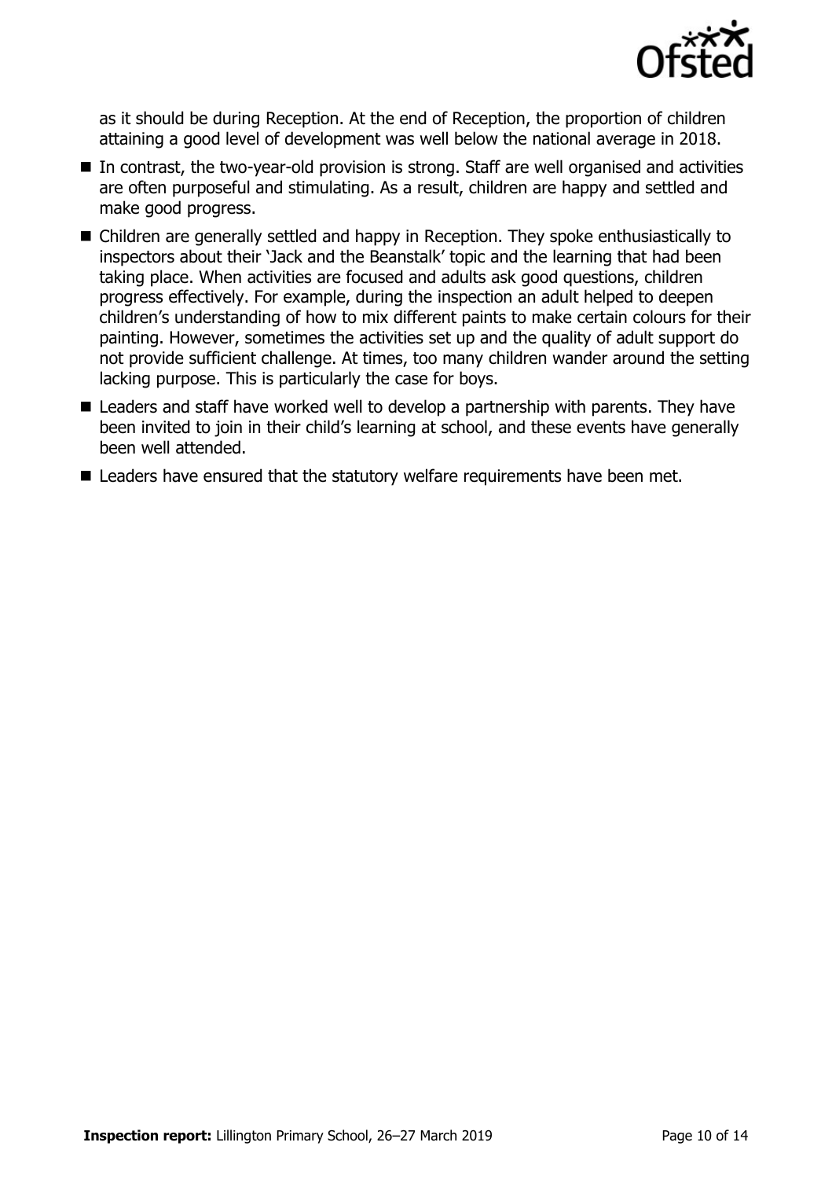as it should be during Reception. At the end of Reception, the proportion of children attaining a good level of development was well below the national average in 2018.

- In contrast, the two-year-old provision is strong. Staff are well organised and activities are often purposeful and stimulating. As a result, children are happy and settled and make good progress.
- Children are generally settled and happy in Reception. They spoke enthusiastically to inspectors about their 'Jack and the Beanstalk' topic and the learning that had been taking place. When activities are focused and adults ask good questions, children progress effectively. For example, during the inspection an adult helped to deepen children's understanding of how to mix different paints to make certain colours for their painting. However, sometimes the activities set up and the quality of adult support do not provide sufficient challenge. At times, too many children wander around the setting lacking purpose. This is particularly the case for boys.
- Leaders and staff have worked well to develop a partnership with parents. They have been invited to join in their child's learning at school, and these events have generally been well attended.
- Leaders have ensured that the statutory welfare requirements have been met.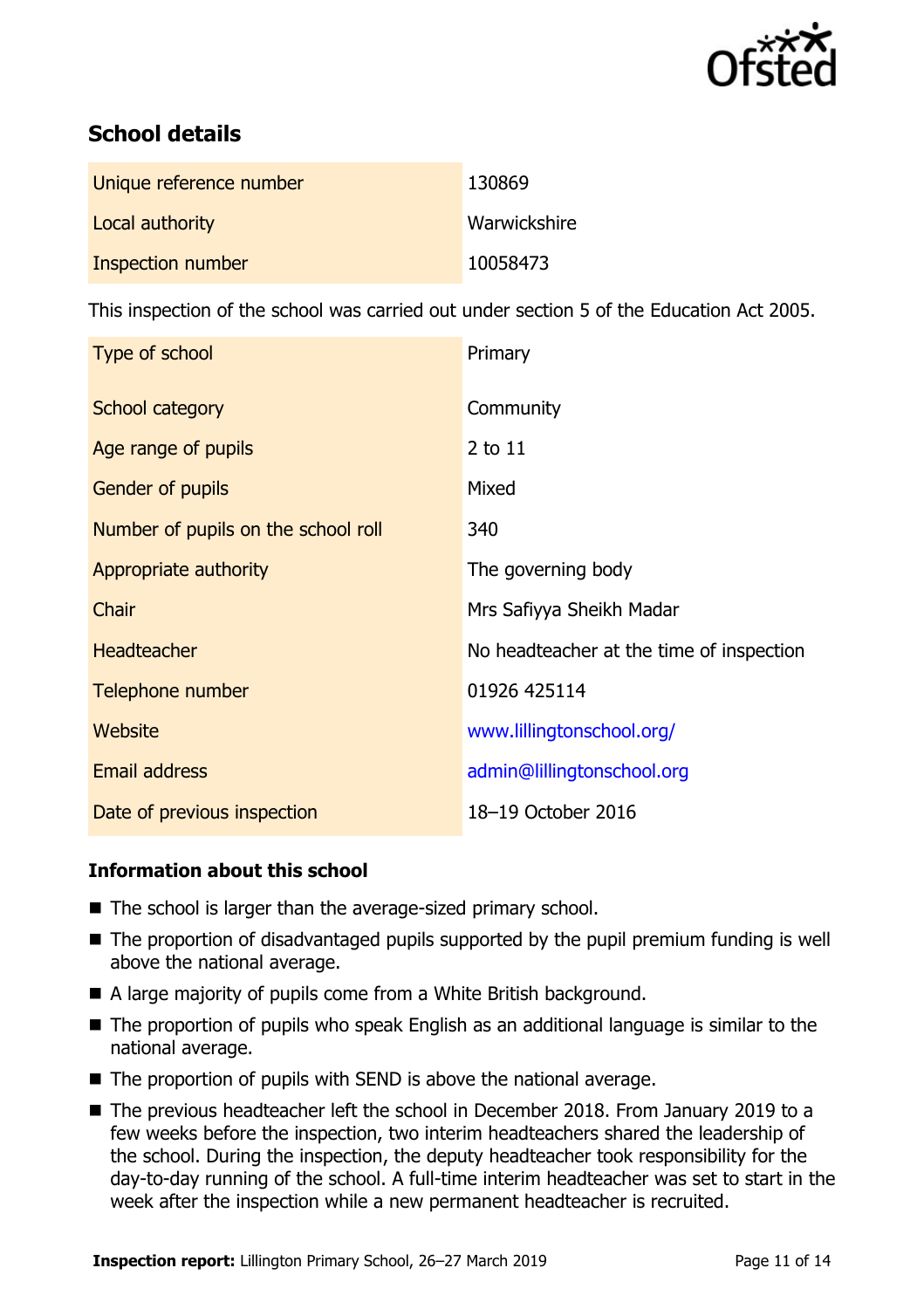## School details

| | |
|---|---|
| Unique reference number | 130869 |
| Local authority | Warwickshire |
| Inspection number | 10058473 |

This inspection of the school was carried out under section 5 of the Education Act 2005.

| | |
|---|---|
| Type of school | Primary |
| School category | Community |
| Age range of pupils | 2 to 11 |
| Gender of pupils | Mixed |
| Number of pupils on the school roll | 340 |
| Appropriate authority | The governing body |
| Chair | Mrs Safiyya Sheikh Madar |
| Headteacher | No headteacher at the time of inspection |
| Telephone number | 01926 425114 |
| Website | www.lillingtonschool.org/ |
| Email address | admin@lillingtonschool.org |
| Date of previous inspection | 18–19 October 2016 |

### Information about this school

- The school is larger than the average-sized primary school.
- The proportion of disadvantaged pupils supported by the pupil premium funding is well above the national average.
- A large majority of pupils come from a White British background.
- The proportion of pupils who speak English as an additional language is similar to the national average.
- The proportion of pupils with SEND is above the national average.
- The previous headteacher left the school in December 2018. From January 2019 to a few weeks before the inspection, two interim headteachers shared the leadership of the school. During the inspection, the deputy headteacher took responsibility for the day-to-day running of the school. A full-time interim headteacher was set to start in the week after the inspection while a new permanent headteacher is recruited.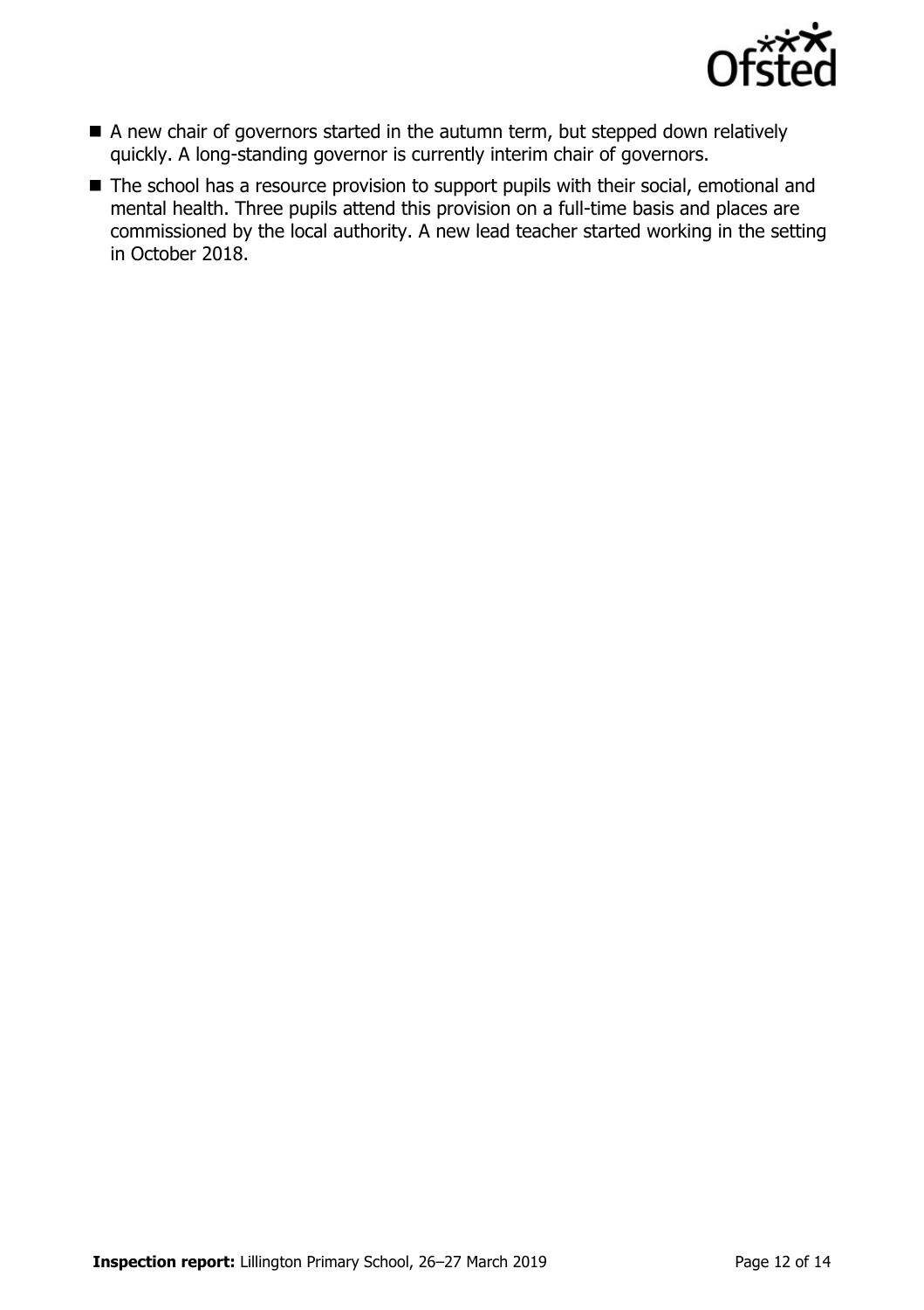- A new chair of governors started in the autumn term, but stepped down relatively quickly. A long-standing governor is currently interim chair of governors.
- The school has a resource provision to support pupils with their social, emotional and mental health. Three pupils attend this provision on a full-time basis and places are commissioned by the local authority. A new lead teacher started working in the setting in October 2018.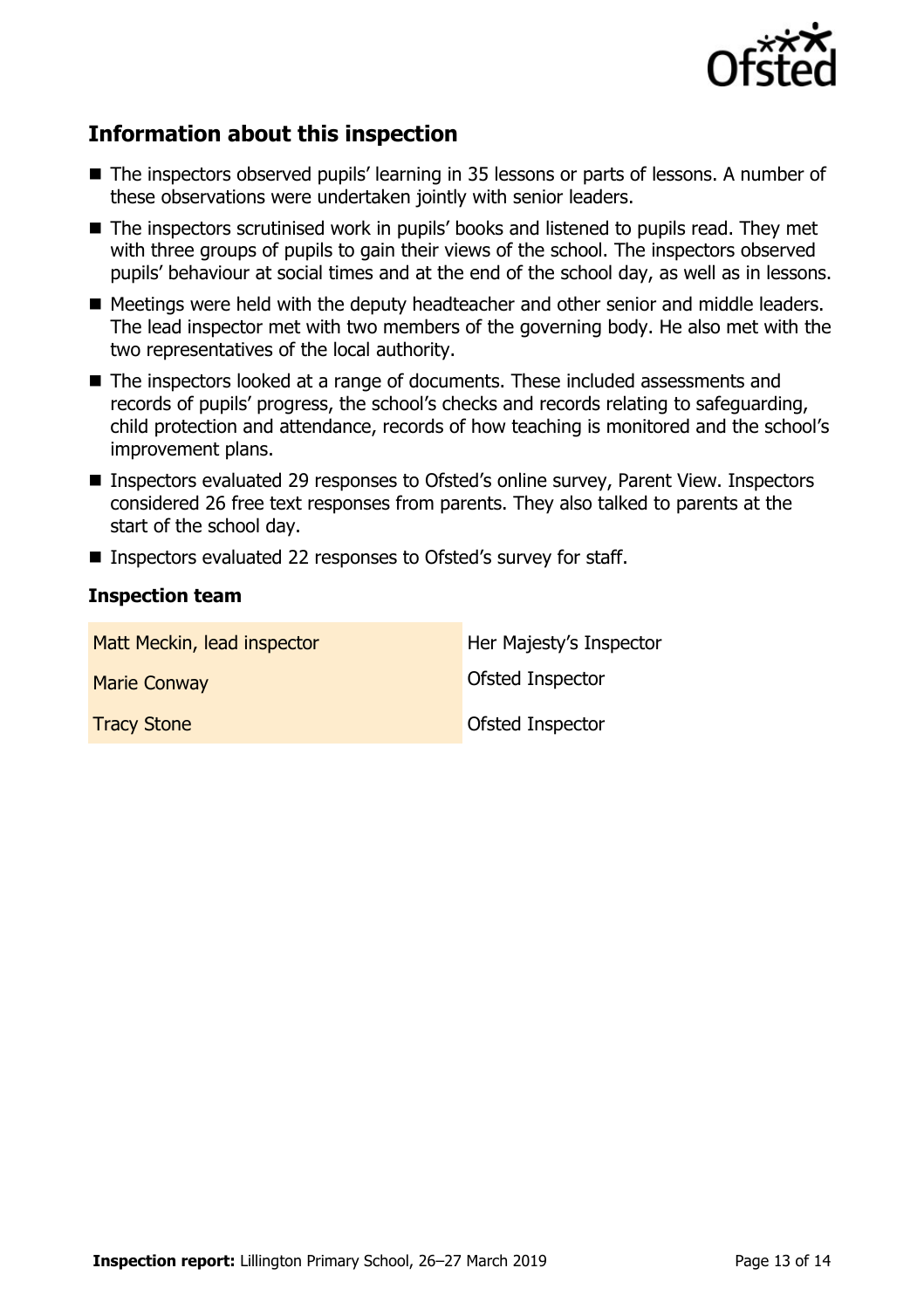## Information about this inspection

- The inspectors observed pupils' learning in 35 lessons or parts of lessons. A number of these observations were undertaken jointly with senior leaders.
- The inspectors scrutinised work in pupils' books and listened to pupils read. They met with three groups of pupils to gain their views of the school. The inspectors observed pupils' behaviour at social times and at the end of the school day, as well as in lessons.
- Meetings were held with the deputy headteacher and other senior and middle leaders. The lead inspector met with two members of the governing body. He also met with the two representatives of the local authority.
- The inspectors looked at a range of documents. These included assessments and records of pupils' progress, the school's checks and records relating to safeguarding, child protection and attendance, records of how teaching is monitored and the school's improvement plans.
- Inspectors evaluated 29 responses to Ofsted's online survey, Parent View. Inspectors considered 26 free text responses from parents. They also talked to parents at the start of the school day.
- Inspectors evaluated 22 responses to Ofsted's survey for staff.

### Inspection team

| | |
|---|---|
| Matt Meckin, lead inspector | Her Majesty's Inspector |
| Marie Conway | Ofsted Inspector |
| Tracy Stone | Ofsted Inspector |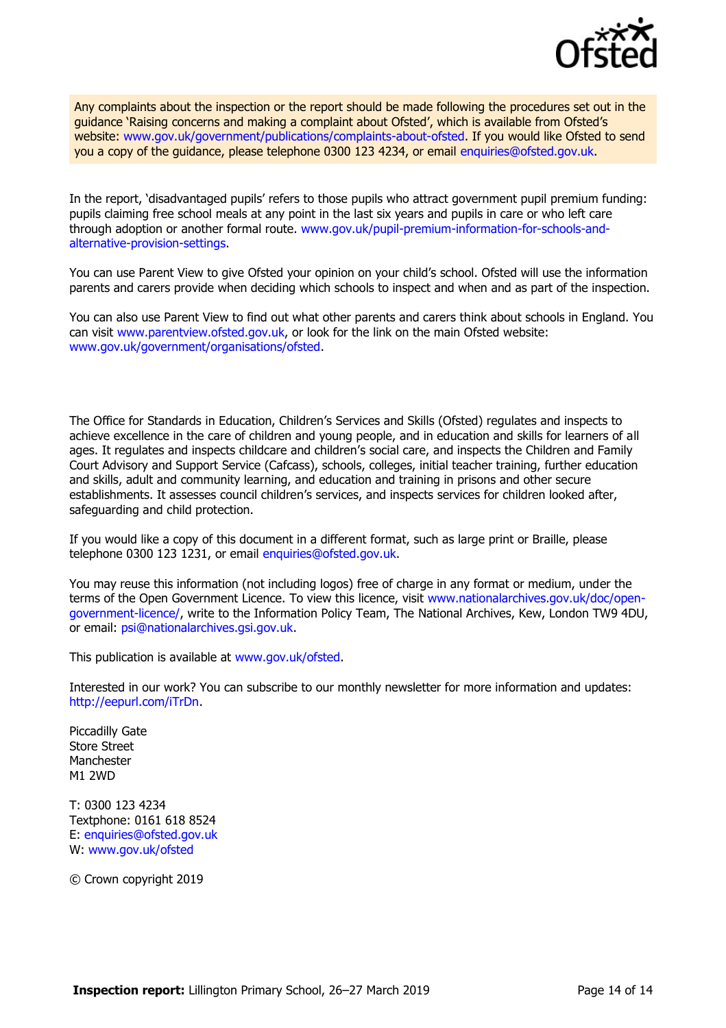Any complaints about the inspection or the report should be made following the procedures set out in the guidance 'Raising concerns and making a complaint about Ofsted', which is available from Ofsted's website: www.gov.uk/government/publications/complaints-about-ofsted. If you would like Ofsted to send you a copy of the guidance, please telephone 0300 123 4234, or email enquiries@ofsted.gov.uk.

In the report, 'disadvantaged pupils' refers to those pupils who attract government pupil premium funding: pupils claiming free school meals at any point in the last six years and pupils in care or who left care through adoption or another formal route. www.gov.uk/pupil-premium-information-for-schools-and-alternative-provision-settings.

You can use Parent View to give Ofsted your opinion on your child's school. Ofsted will use the information parents and carers provide when deciding which schools to inspect and when and as part of the inspection.

You can also use Parent View to find out what other parents and carers think about schools in England. You can visit www.parentview.ofsted.gov.uk, or look for the link on the main Ofsted website: www.gov.uk/government/organisations/ofsted.

The Office for Standards in Education, Children's Services and Skills (Ofsted) regulates and inspects to achieve excellence in the care of children and young people, and in education and skills for learners of all ages. It regulates and inspects childcare and children's social care, and inspects the Children and Family Court Advisory and Support Service (Cafcass), schools, colleges, initial teacher training, further education and skills, adult and community learning, and education and training in prisons and other secure establishments. It assesses council children's services, and inspects services for children looked after, safeguarding and child protection.

If you would like a copy of this document in a different format, such as large print or Braille, please telephone 0300 123 1231, or email enquiries@ofsted.gov.uk.

You may reuse this information (not including logos) free of charge in any format or medium, under the terms of the Open Government Licence. To view this licence, visit www.nationalarchives.gov.uk/doc/open-government-licence/, write to the Information Policy Team, The National Archives, Kew, London TW9 4DU, or email: psi@nationalarchives.gsi.gov.uk.

This publication is available at www.gov.uk/ofsted.

Interested in our work? You can subscribe to our monthly newsletter for more information and updates: http://eepurl.com/iTrDn.

Piccadilly Gate
Store Street
Manchester
M1 2WD

T: 0300 123 4234
Textphone: 0161 618 8524
E: enquiries@ofsted.gov.uk
W: www.gov.uk/ofsted

© Crown copyright 2019